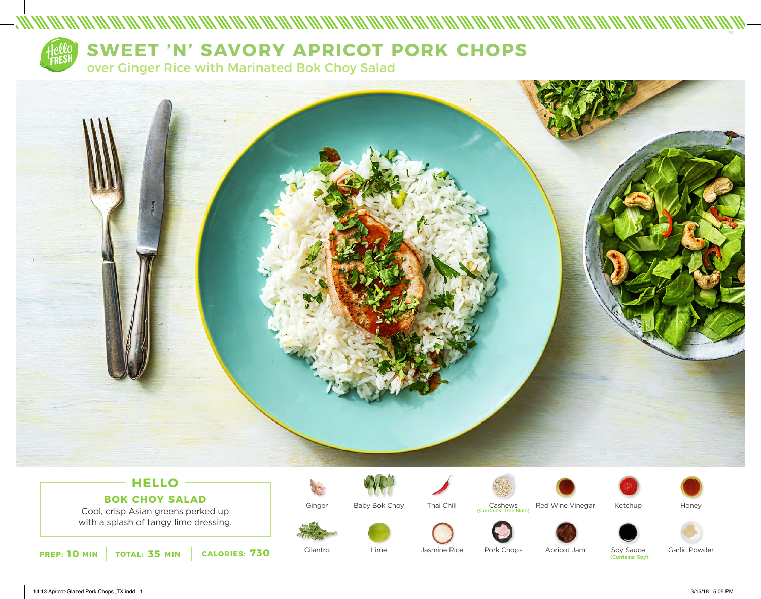# SWEET 'N' SAVORY APRICOT PORK CHOPS

## over Ginger Rice with Marinated Bok Choy Salad

### HELLO

**BOK CHOY SALAD**

Cool, crisp Asian greens perked up with a splash of tangy lime dressing.

**PREP: 10 MIN** | **TOTAL: 35 MIN** | **CALORIES: 730**

- Ginger
- Baby Bok Choy
- Thai Chili
- Cashews (Contains: Tree Nuts)
- Red Wine Vinegar
- Ketchup
- Honey
- Cilantro
- Lime
- Jasmine Rice
- Pork Chops
- Apricot Jam
- Soy Sauce (Contains: Soy)
- Garlic Powder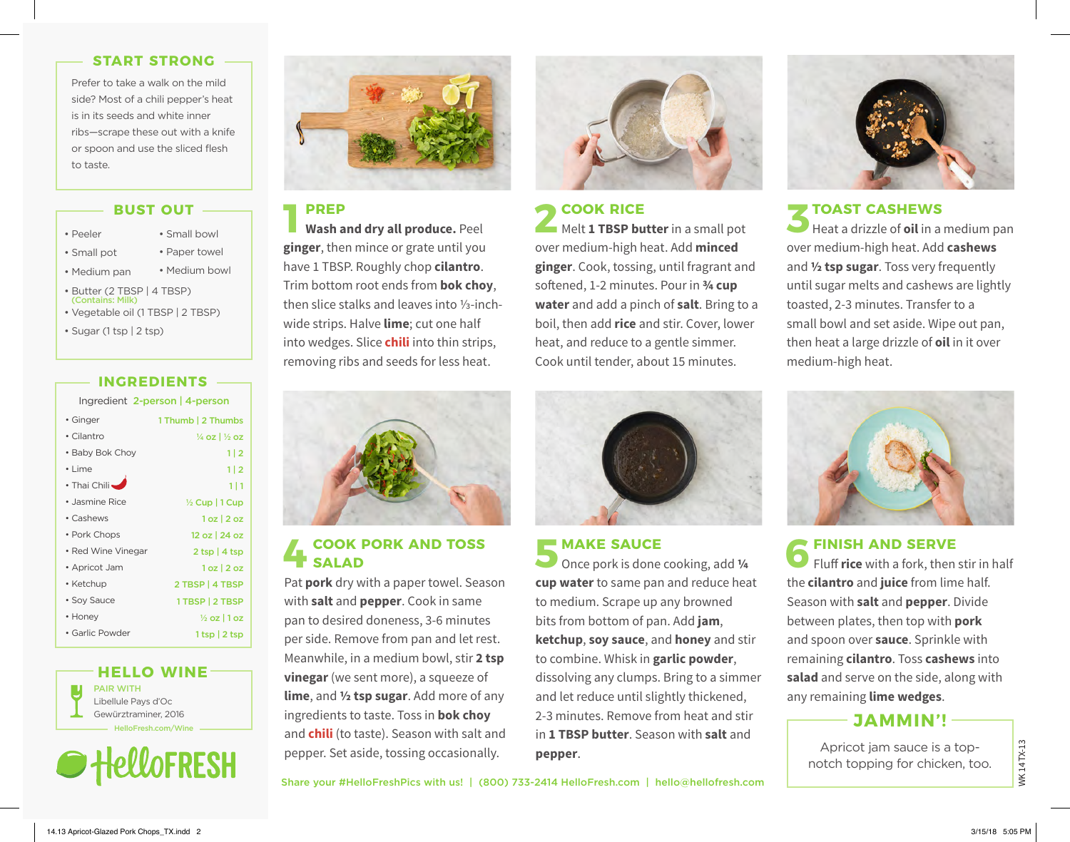## START STRONG

Prefer to take a walk on the mild side? Most of a chili pepper's heat is in its seeds and white inner ribs—scrape these out with a knife or spoon and use the sliced flesh to taste.

## BUST OUT

- Peeler
- Small pot
- Medium pan
- Small bowl
- Paper towel
- Medium bowl
- Butter (2 TBSP | 4 TBSP) (Contains: Milk)
- Vegetable oil (1 TBSP | 2 TBSP)
- Sugar (1 tsp | 2 tsp)

## INGREDIENTS

| Ingredient | 2-person \| 4-person |
|---|---|
| Ginger | 1 Thumb \| 2 Thumbs |
| Cilantro | ¼ oz \| ½ oz |
| Baby Bok Choy | 1 \| 2 |
| Lime | 1 \| 2 |
| Thai Chili | 1 \| 1 |
| Jasmine Rice | ½ Cup \| 1 Cup |
| Cashews | 1 oz \| 2 oz |
| Pork Chops | 12 oz \| 24 oz |
| Red Wine Vinegar | 2 tsp \| 4 tsp |
| Apricot Jam | 1 oz \| 2 oz |
| Ketchup | 2 TBSP \| 4 TBSP |
| Soy Sauce | 1 TBSP \| 2 TBSP |
| Honey | ½ oz \| 1 oz |
| Garlic Powder | 1 tsp \| 2 tsp |

## HELLO WINE

PAIR WITH
Libellule Pays d'Oc Gewürztraminer, 2016
HelloFresh.com/Wine

HelloFRESH

## 1 PREP

**Wash and dry all produce.** Peel **ginger**, then mince or grate until you have 1 TBSP. Roughly chop **cilantro**. Trim bottom root ends from **bok choy**, then slice stalks and leaves into ⅓-inch-wide strips. Halve **lime**; cut one half into wedges. Slice **chili** into thin strips, removing ribs and seeds for less heat.

## 2 COOK RICE

Melt **1 TBSP butter** in a small pot over medium-high heat. Add **minced ginger**. Cook, tossing, until fragrant and softened, 1-2 minutes. Pour in **¾ cup water** and add a pinch of **salt**. Bring to a boil, then add **rice** and stir. Cover, lower heat, and reduce to a gentle simmer. Cook until tender, about 15 minutes.

## 3 TOAST CASHEWS

Heat a drizzle of **oil** in a medium pan over medium-high heat. Add **cashews** and **½ tsp sugar**. Toss very frequently until sugar melts and cashews are lightly toasted, 2-3 minutes. Transfer to a small bowl and set aside. Wipe out pan, then heat a large drizzle of **oil** in it over medium-high heat.

## 4 COOK PORK AND TOSS SALAD

Pat **pork** dry with a paper towel. Season with **salt** and **pepper**. Cook in same pan to desired doneness, 3-6 minutes per side. Remove from pan and let rest. Meanwhile, in a medium bowl, stir **2 tsp vinegar** (we sent more), a squeeze of **lime**, and **½ tsp sugar**. Add more of any ingredients to taste. Toss in **bok choy** and **chili** (to taste). Season with salt and pepper. Set aside, tossing occasionally.

## 5 MAKE SAUCE

Once pork is done cooking, add **¼ cup water** to same pan and reduce heat to medium. Scrape up any browned bits from bottom of pan. Add **jam**, **ketchup**, **soy sauce**, and **honey** and stir to combine. Whisk in **garlic powder**, dissolving any clumps. Bring to a simmer and let reduce until slightly thickened, 2-3 minutes. Remove from heat and stir in **1 TBSP butter**. Season with **salt** and **pepper**.

## 6 FINISH AND SERVE

Fluff **rice** with a fork, then stir in half the **cilantro** and **juice** from lime half. Season with **salt** and **pepper**. Divide between plates, then top with **pork** and spoon over **sauce**. Sprinkle with remaining **cilantro**. Toss **cashews** into **salad** and serve on the side, along with any remaining **lime wedges**.

## JAMMIN'!

Apricot jam sauce is a top-notch topping for chicken, too.

Share your #HelloFreshPics with us! | (800) 733-2414 HelloFresh.com | hello@hellofresh.com

WK 14 TX-13